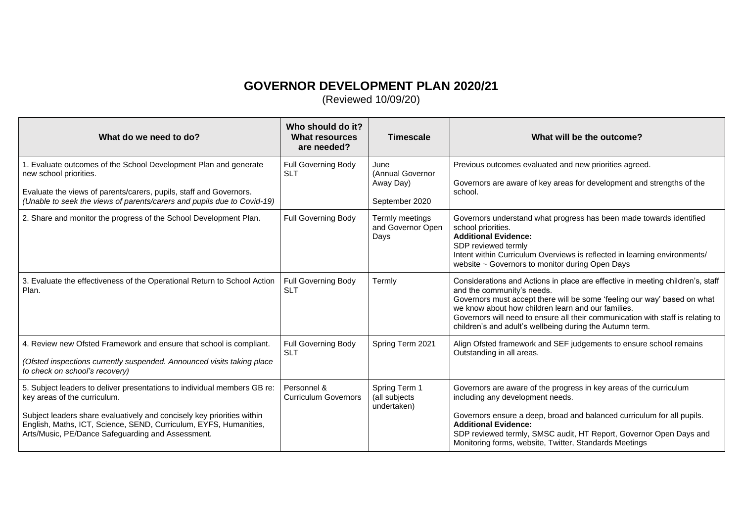# GOVERNOR DEVELOPMENT PLAN 2020/21

(Reviewed 10/09/20)

| What do we need to do? | Who should do it? What resources are needed? | Timescale | What will be the outcome? |
|---|---|---|---|
| 1. Evaluate outcomes of the School Development Plan and generate new school priorities.<br><br>Evaluate the views of parents/carers, pupils, staff and Governors.<br>*(Unable to seek the views of parents/carers and pupils due to Covid-19)* | Full Governing Body<br>SLT | June<br>(Annual Governor Away Day)<br><br>September 2020 | Previous outcomes evaluated and new priorities agreed.<br><br>Governors are aware of key areas for development and strengths of the school. |
| 2. Share and monitor the progress of the School Development Plan. | Full Governing Body | Termly meetings and Governor Open Days | Governors understand what progress has been made towards identified school priorities.<br>**Additional Evidence:**<br>SDP reviewed termly<br>Intent within Curriculum Overviews is reflected in learning environments/ website ~ Governors to monitor during Open Days |
| 3. Evaluate the effectiveness of the Operational Return to School Action Plan. | Full Governing Body<br>SLT | Termly | Considerations and Actions in place are effective in meeting children's, staff and the community's needs.<br>Governors must accept there will be some 'feeling our way' based on what we know about how children learn and our families.<br>Governors will need to ensure all their communication with staff is relating to children's and adult's wellbeing during the Autumn term. |
| 4. Review new Ofsted Framework and ensure that school is compliant.<br><br>*(Ofsted inspections currently suspended. Announced visits taking place to check on school's recovery)* | Full Governing Body<br>SLT | Spring Term 2021 | Align Ofsted framework and SEF judgements to ensure school remains Outstanding in all areas. |
| 5. Subject leaders to deliver presentations to individual members GB re: key areas of the curriculum.<br><br>Subject leaders share evaluatively and concisely key priorities within English, Maths, ICT, Science, SEND, Curriculum, EYFS, Humanities, Arts/Music, PE/Dance Safeguarding and Assessment. | Personnel & Curriculum Governors | Spring Term 1<br>(all subjects undertaken) | Governors are aware of the progress in key areas of the curriculum including any development needs.<br><br>Governors ensure a deep, broad and balanced curriculum for all pupils.<br>**Additional Evidence:**<br>SDP reviewed termly, SMSC audit, HT Report, Governor Open Days and Monitoring forms, website, Twitter, Standards Meetings |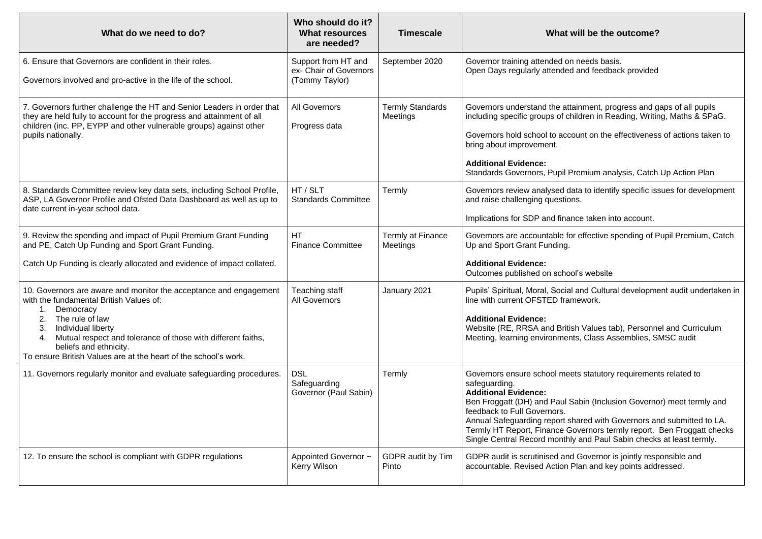| What do we need to do? | Who should do it? What resources are needed? | Timescale | What will be the outcome? |
|---|---|---|---|
| 6. Ensure that Governors are confident in their roles.<br><br>Governors involved and pro-active in the life of the school. | Support from HT and ex- Chair of Governors (Tommy Taylor) | September 2020 | Governor training attended on needs basis.<br>Open Days regularly attended and feedback provided |
| 7. Governors further challenge the HT and Senior Leaders in order that they are held fully to account for the progress and attainment of all children (inc. PP, EYPP and other vulnerable groups) against other pupils nationally. | All Governors<br><br>Progress data | Termly Standards Meetings | Governors understand the attainment, progress and gaps of all pupils including specific groups of children in Reading, Writing, Maths & SPaG.<br><br>Governors hold school to account on the effectiveness of actions taken to bring about improvement.<br><br>**Additional Evidence:**<br>Standards Governors, Pupil Premium analysis, Catch Up Action Plan |
| 8. Standards Committee review key data sets, including School Profile, ASP, LA Governor Profile and Ofsted Data Dashboard as well as up to date current in-year school data. | HT / SLT<br>Standards Committee | Termly | Governors review analysed data to identify specific issues for development and raise challenging questions.<br><br>Implications for SDP and finance taken into account. |
| 9. Review the spending and impact of Pupil Premium Grant Funding and PE, Catch Up Funding and Sport Grant Funding.<br><br>Catch Up Funding is clearly allocated and evidence of impact collated. | HT<br>Finance Committee | Termly at Finance Meetings | Governors are accountable for effective spending of Pupil Premium, Catch Up and Sport Grant Funding.<br><br>**Additional Evidence:**<br>Outcomes published on school's website |
| 10. Governors are aware and monitor the acceptance and engagement with the fundamental British Values of:<br>1. Democracy<br>2. The rule of law<br>3. Individual liberty<br>4. Mutual respect and tolerance of those with different faiths, beliefs and ethnicity.<br>To ensure British Values are at the heart of the school's work. | Teaching staff<br>All Governors | January 2021 | Pupils' Spiritual, Moral, Social and Cultural development audit undertaken in line with current OFSTED framework.<br><br>**Additional Evidence:**<br>Website (RE, RRSA and British Values tab), Personnel and Curriculum Meeting, learning environments, Class Assemblies, SMSC audit |
| 11. Governors regularly monitor and evaluate safeguarding procedures. | DSL<br>Safeguarding Governor (Paul Sabin) | Termly | Governors ensure school meets statutory requirements related to safeguarding.<br>**Additional Evidence:**<br>Ben Froggatt (DH) and Paul Sabin (Inclusion Governor) meet termly and feedback to Full Governors.<br>Annual Safeguarding report shared with Governors and submitted to LA.<br>Termly HT Report, Finance Governors termly report. Ben Froggatt checks Single Central Record monthly and Paul Sabin checks at least termly. |
| 12. To ensure the school is compliant with GDPR regulations | Appointed Governor ~ Kerry Wilson | GDPR audit by Tim Pinto | GDPR audit is scrutinised and Governor is jointly responsible and accountable. Revised Action Plan and key points addressed. |